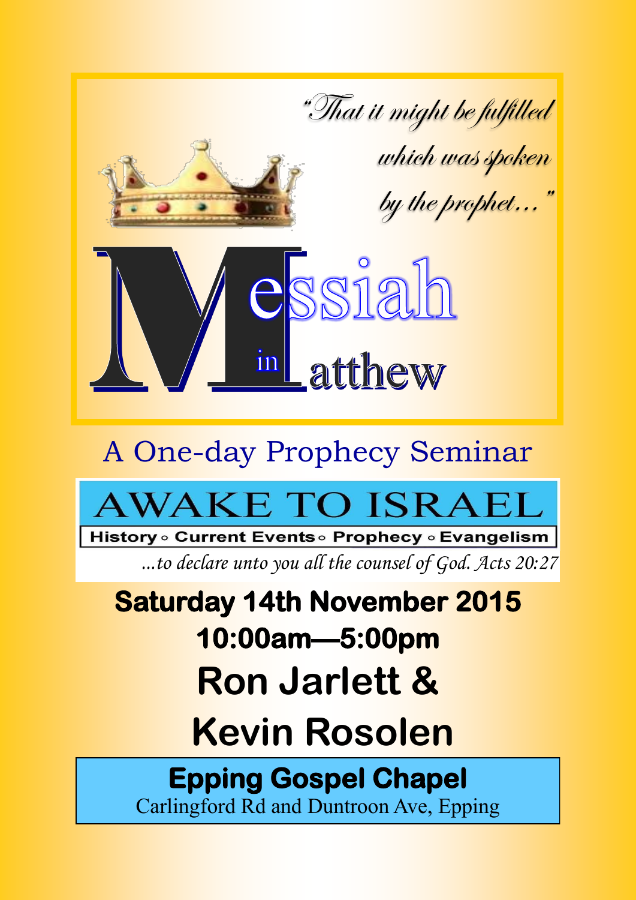*"That it might be fulfilled which was spoken by the prophet..."*

# Messiah in Matthew

## A One-day Prophecy Seminar

**AWAKE TO ISRAEL**

**History ◦ Current Events ◦ Prophecy ◦ Evangelism**

*...to declare unto you all the counsel of God. Acts 20:27*

**Saturday 14th November 2015**

**10:00am—5:00pm**

**Ron Jarlett & Kevin Rosolen**

**Epping Gospel Chapel**

Carlingford Rd and Duntroon Ave, Epping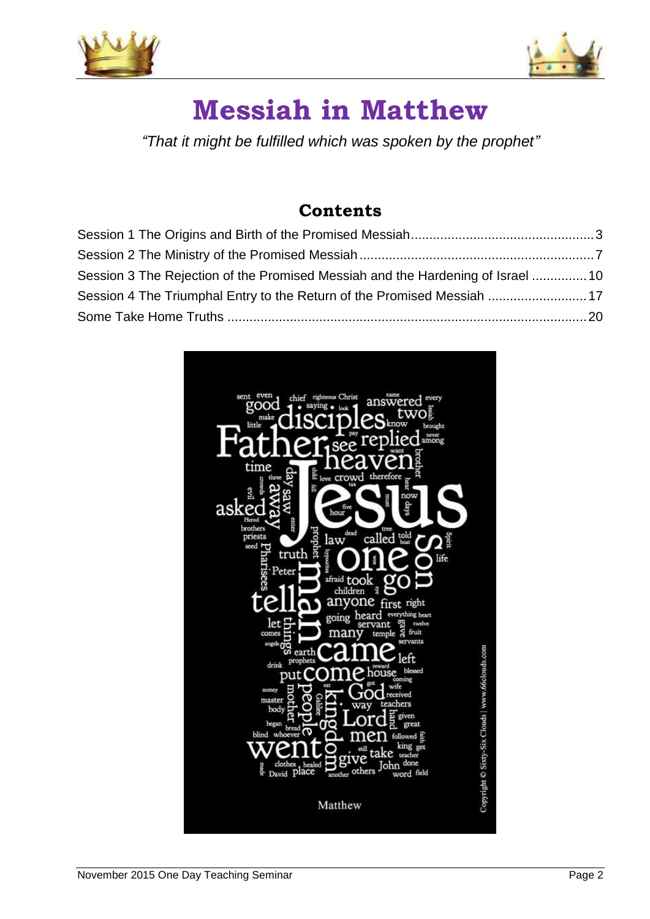# Messiah in Matthew

*"That it might be fulfilled which was spoken by the prophet"*

## Contents

Session 1 The Origins and Birth of the Promised Messiah .................................................. 3
Session 2 The Ministry of the Promised Messiah ................................................................ 7
Session 3 The Rejection of the Promised Messiah and the Hardening of Israel ............... 10
Session 4 The Triumphal Entry to the Return of the Promised Messiah ........................... 17
Some Take Home Truths .................................................................................................. 20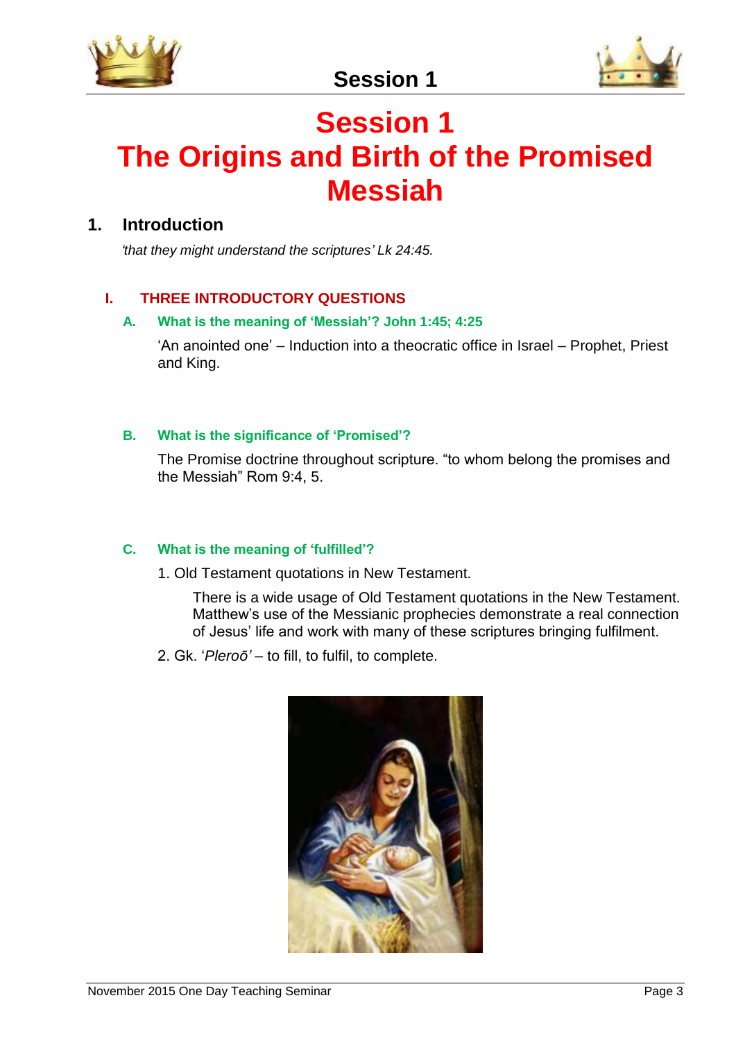# Session 1
# The Origins and Birth of the Promised Messiah

## 1. Introduction

*'that they might understand the scriptures' Lk 24:45.*

### I. THREE INTRODUCTORY QUESTIONS

#### A. What is the meaning of 'Messiah'? John 1:45; 4:25

'An anointed one' – Induction into a theocratic office in Israel – Prophet, Priest and King.

#### B. What is the significance of 'Promised'?

The Promise doctrine throughout scripture. "to whom belong the promises and the Messiah" Rom 9:4, 5.

#### C. What is the meaning of 'fulfilled'?

1. Old Testament quotations in New Testament.

   There is a wide usage of Old Testament quotations in the New Testament. Matthew's use of the Messianic prophecies demonstrate a real connection of Jesus' life and work with many of these scriptures bringing fulfilment.

2. Gk. '*Pleroō'* – to fill, to fulfil, to complete.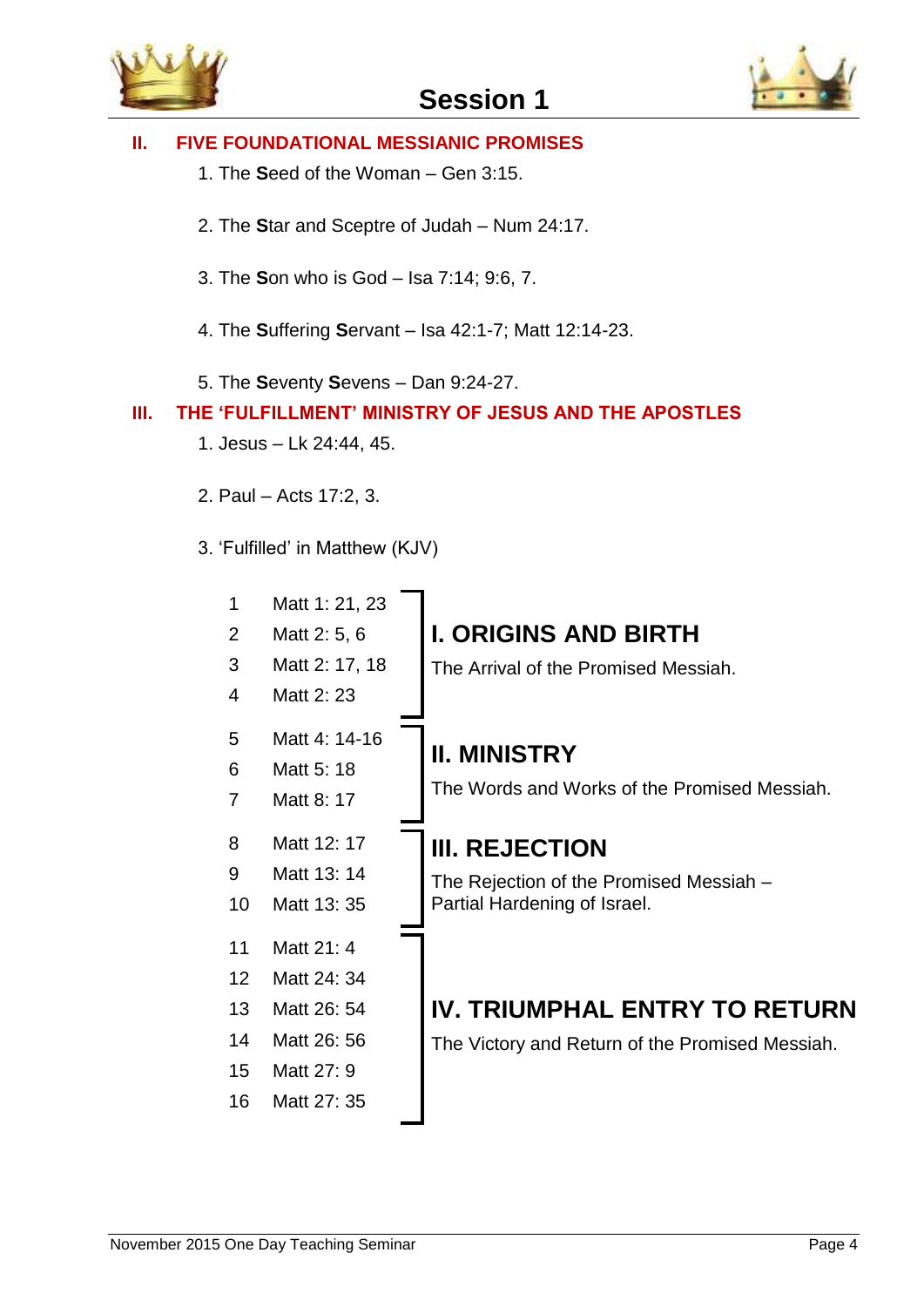# Session 1

## II. FIVE FOUNDATIONAL MESSIANIC PROMISES

1. The **S**eed of the Woman – Gen 3:15.

2. The **S**tar and Sceptre of Judah – Num 24:17.

3. The **S**on who is God – Isa 7:14; 9:6, 7.

4. The **S**uffering **S**ervant – Isa 42:1-7; Matt 12:14-23.

5. The **S**eventy **S**evens – Dan 9:24-27.

## III. THE 'FULFILLMENT' MINISTRY OF JESUS AND THE APOSTLES

1. Jesus – Lk 24:44, 45.

2. Paul – Acts 17:2, 3.

3. 'Fulfilled' in Matthew (KJV)

| # | Reference | Section |
|---|---|---|
| 1 | Matt 1: 21, 23 | **I. ORIGINS AND BIRTH** The Arrival of the Promised Messiah. |
| 2 | Matt 2: 5, 6 | |
| 3 | Matt 2: 17, 18 | |
| 4 | Matt 2: 23 | |
| 5 | Matt 4: 14-16 | **II. MINISTRY** The Words and Works of the Promised Messiah. |
| 6 | Matt 5: 18 | |
| 7 | Matt 8: 17 | |
| 8 | Matt 12: 17 | **III. REJECTION** The Rejection of the Promised Messiah – Partial Hardening of Israel. |
| 9 | Matt 13: 14 | |
| 10 | Matt 13: 35 | |
| 11 | Matt 21: 4 | **IV. TRIUMPHAL ENTRY TO RETURN** The Victory and Return of the Promised Messiah. |
| 12 | Matt 24: 34 | |
| 13 | Matt 26: 54 | |
| 14 | Matt 26: 56 | |
| 15 | Matt 27: 9 | |
| 16 | Matt 27: 35 | |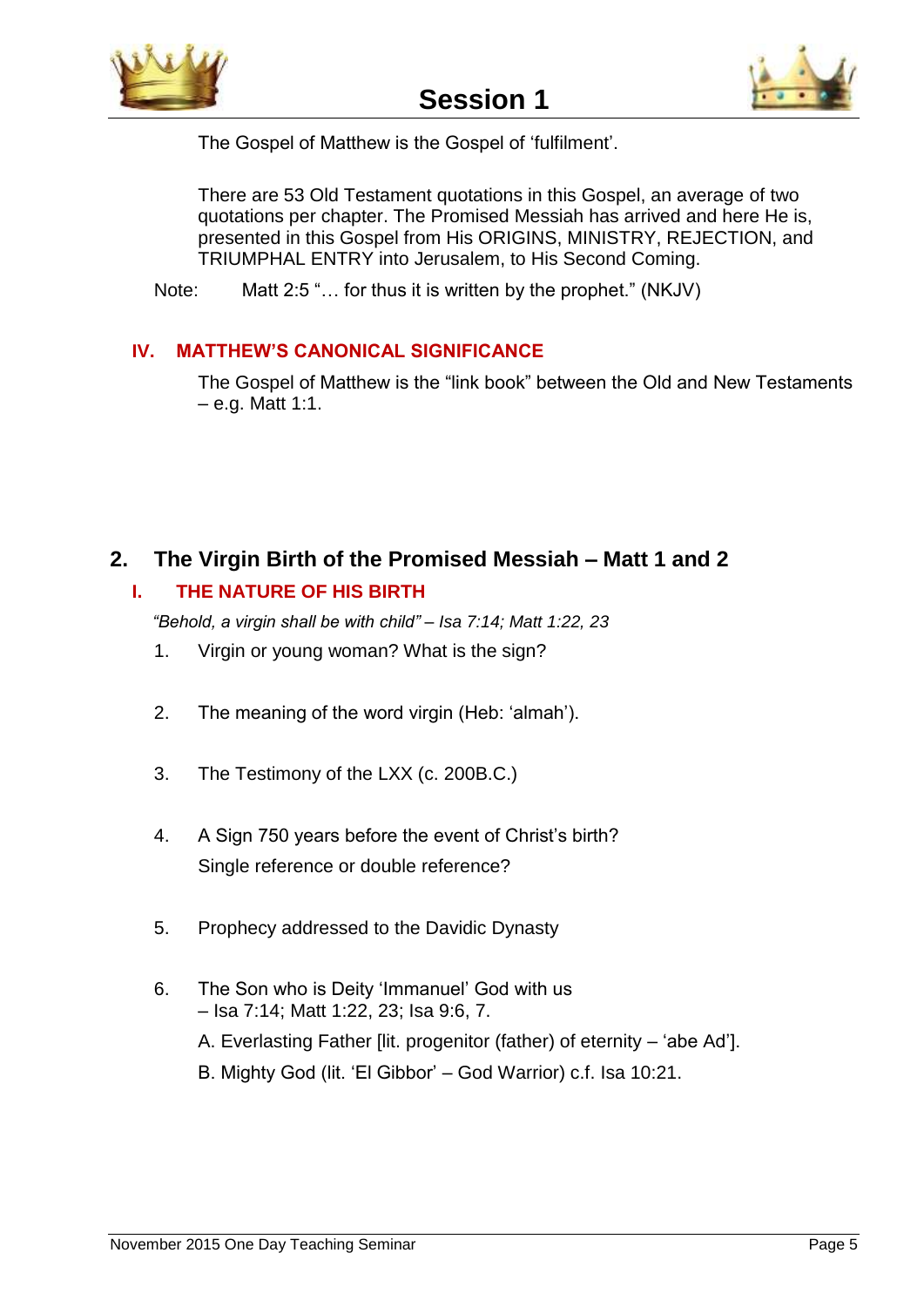# Session 1

The Gospel of Matthew is the Gospel of ‘fulfilment’.

There are 53 Old Testament quotations in this Gospel, an average of two quotations per chapter. The Promised Messiah has arrived and here He is, presented in this Gospel from His ORIGINS, MINISTRY, REJECTION, and TRIUMPHAL ENTRY into Jerusalem, to His Second Coming.

Note: Matt 2:5 “… for thus it is written by the prophet.” (NKJV)

### IV. MATTHEW’S CANONICAL SIGNIFICANCE

The Gospel of Matthew is the “link book” between the Old and New Testaments – e.g. Matt 1:1.

## 2. The Virgin Birth of the Promised Messiah – Matt 1 and 2

### I. THE NATURE OF HIS BIRTH

*“Behold, a virgin shall be with child” – Isa 7:14; Matt 1:22, 23*

1. Virgin or young woman? What is the sign?

2. The meaning of the word virgin (Heb: ‘almah’).

3. The Testimony of the LXX (c. 200B.C.)

4. A Sign 750 years before the event of Christ’s birth?
   Single reference or double reference?

5. Prophecy addressed to the Davidic Dynasty

6. The Son who is Deity ‘Immanuel’ God with us – Isa 7:14; Matt 1:22, 23; Isa 9:6, 7.

   A. Everlasting Father [lit. progenitor (father) of eternity – ‘abe Ad’].

   B. Mighty God (lit. ‘El Gibbor’ – God Warrior) c.f. Isa 10:21.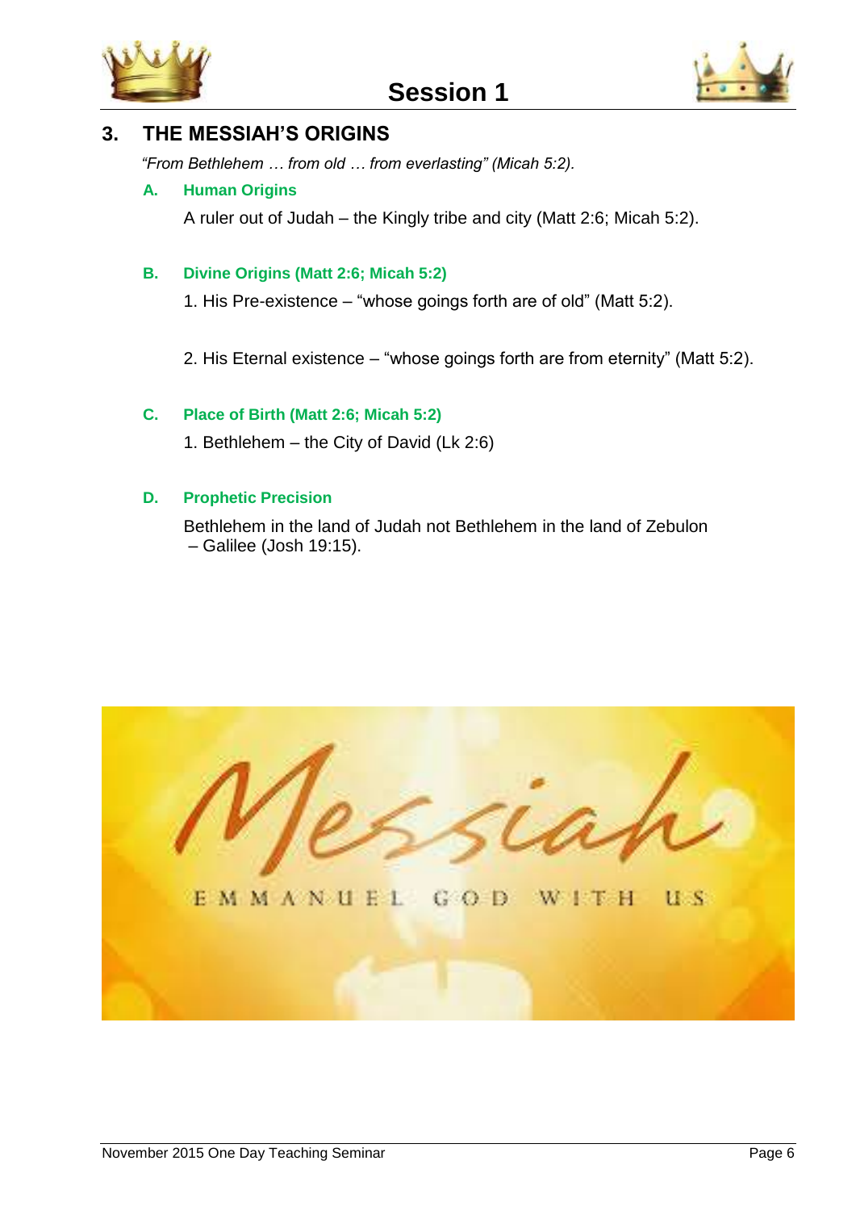## Session 1

### 3. THE MESSIAH'S ORIGINS

*"From Bethlehem … from old … from everlasting" (Micah 5:2).*

**A. Human Origins**

A ruler out of Judah – the Kingly tribe and city (Matt 2:6; Micah 5:2).

**B. Divine Origins (Matt 2:6; Micah 5:2)**

1. His Pre-existence – "whose goings forth are of old" (Matt 5:2).

2. His Eternal existence – "whose goings forth are from eternity" (Matt 5:2).

**C. Place of Birth (Matt 2:6; Micah 5:2)**

1. Bethlehem – the City of David (Lk 2:6)

**D. Prophetic Precision**

Bethlehem in the land of Judah not Bethlehem in the land of Zebulon – Galilee (Josh 19:15).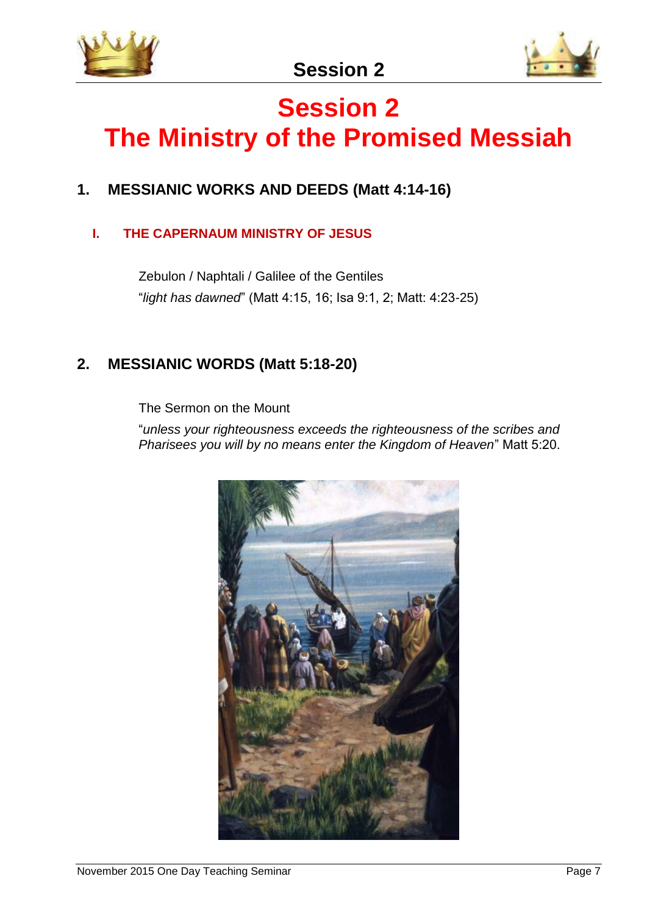# Session 2
# The Ministry of the Promised Messiah

## 1. MESSIANIC WORKS AND DEEDS (Matt 4:14-16)

### I. THE CAPERNAUM MINISTRY OF JESUS

Zebulon / Naphtali / Galilee of the Gentiles
"*light has dawned*" (Matt 4:15, 16; Isa 9:1, 2; Matt: 4:23-25)

## 2. MESSIANIC WORDS (Matt 5:18-20)

The Sermon on the Mount

"*unless your righteousness exceeds the righteousness of the scribes and Pharisees you will by no means enter the Kingdom of Heaven*" Matt 5:20.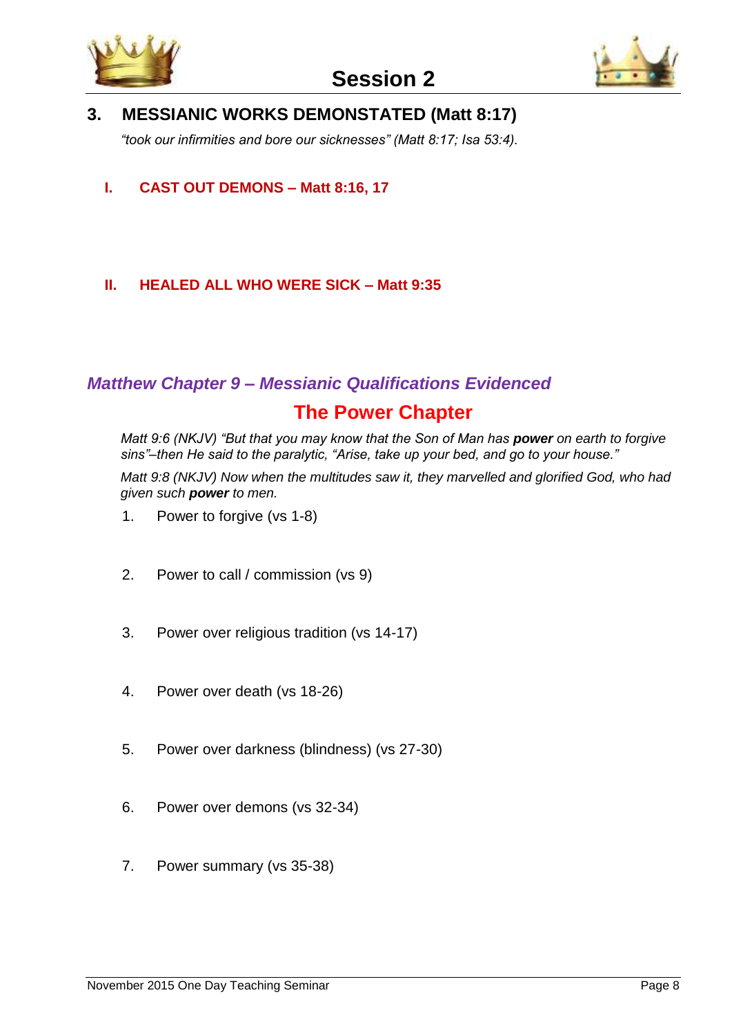## Session 2

### 3. MESSIANIC WORKS DEMONSTATED (Matt 8:17)

*"took our infirmities and bore our sicknesses" (Matt 8:17; Isa 53:4).*

**I. CAST OUT DEMONS – Matt 8:16, 17**

**II. HEALED ALL WHO WERE SICK – Matt 9:35**

### *Matthew Chapter 9 – Messianic Qualifications Evidenced*

## The Power Chapter

*Matt 9:6 (NKJV) "But that you may know that the Son of Man has **power** on earth to forgive sins"–then He said to the paralytic, "Arise, take up your bed, and go to your house."*

*Matt 9:8 (NKJV) Now when the multitudes saw it, they marvelled and glorified God, who had given such **power** to men.*

1. Power to forgive (vs 1-8)

2. Power to call / commission (vs 9)

3. Power over religious tradition (vs 14-17)

4. Power over death (vs 18-26)

5. Power over darkness (blindness) (vs 27-30)

6. Power over demons (vs 32-34)

7. Power summary (vs 35-38)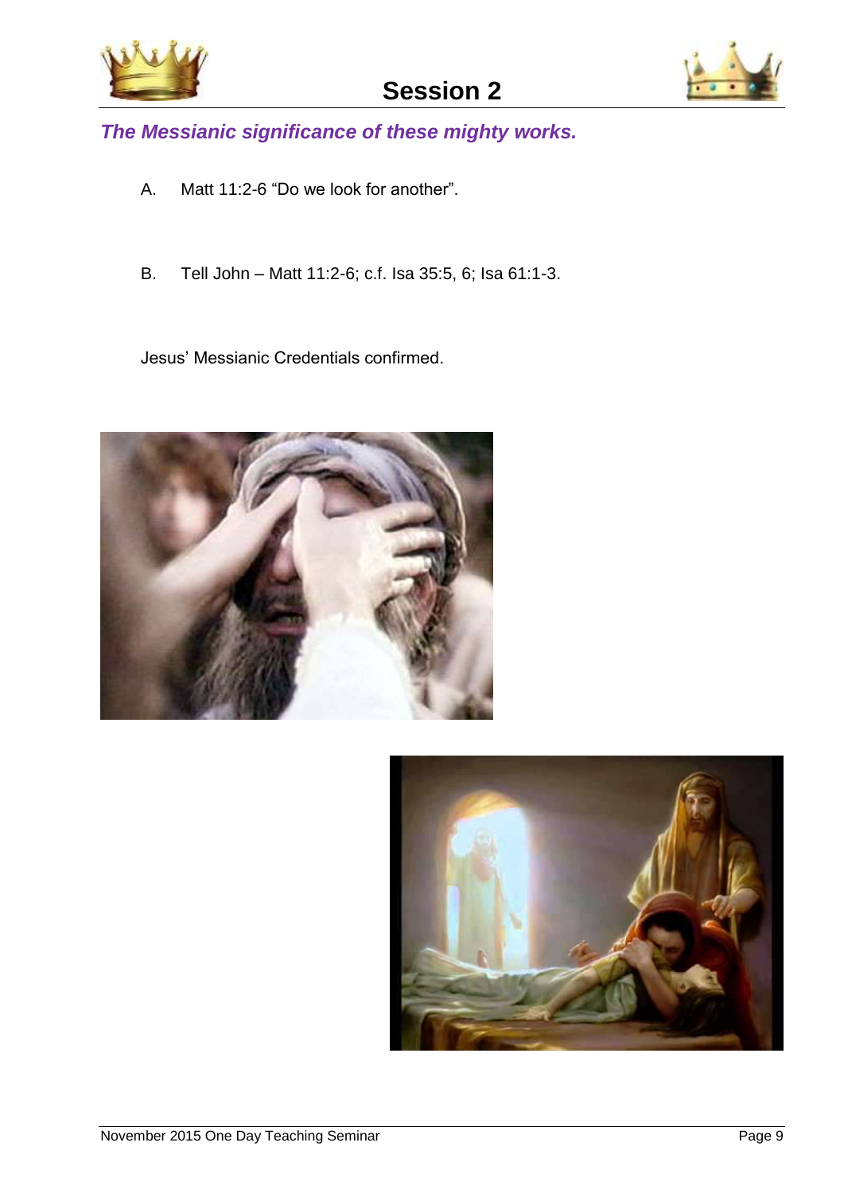## *The Messianic significance of these mighty works.*

A. Matt 11:2-6 "Do we look for another".

B. Tell John – Matt 11:2-6; c.f. Isa 35:5, 6; Isa 61:1-3.

Jesus' Messianic Credentials confirmed.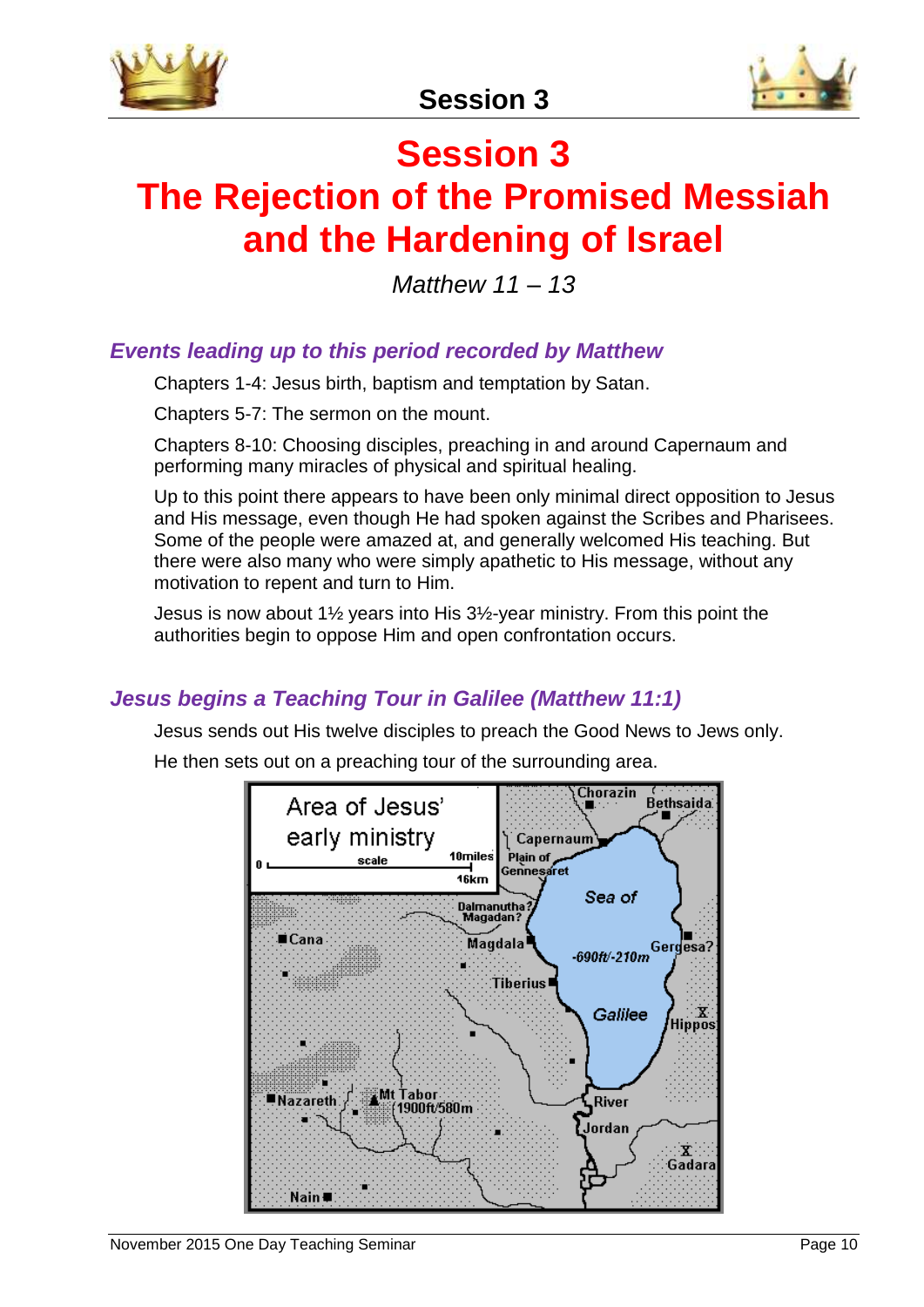# Session 3
# The Rejection of the Promised Messiah and the Hardening of Israel

*Matthew 11 – 13*

### *Events leading up to this period recorded by Matthew*

Chapters 1-4: Jesus birth, baptism and temptation by Satan.

Chapters 5-7: The sermon on the mount.

Chapters 8-10: Choosing disciples, preaching in and around Capernaum and performing many miracles of physical and spiritual healing.

Up to this point there appears to have been only minimal direct opposition to Jesus and His message, even though He had spoken against the Scribes and Pharisees. Some of the people were amazed at, and generally welcomed His teaching. But there were also many who were simply apathetic to His message, without any motivation to repent and turn to Him.

Jesus is now about 1½ years into His 3½-year ministry. From this point the authorities begin to oppose Him and open confrontation occurs.

### *Jesus begins a Teaching Tour in Galilee (Matthew 11:1)*

Jesus sends out His twelve disciples to preach the Good News to Jews only.

He then sets out on a preaching tour of the surrounding area.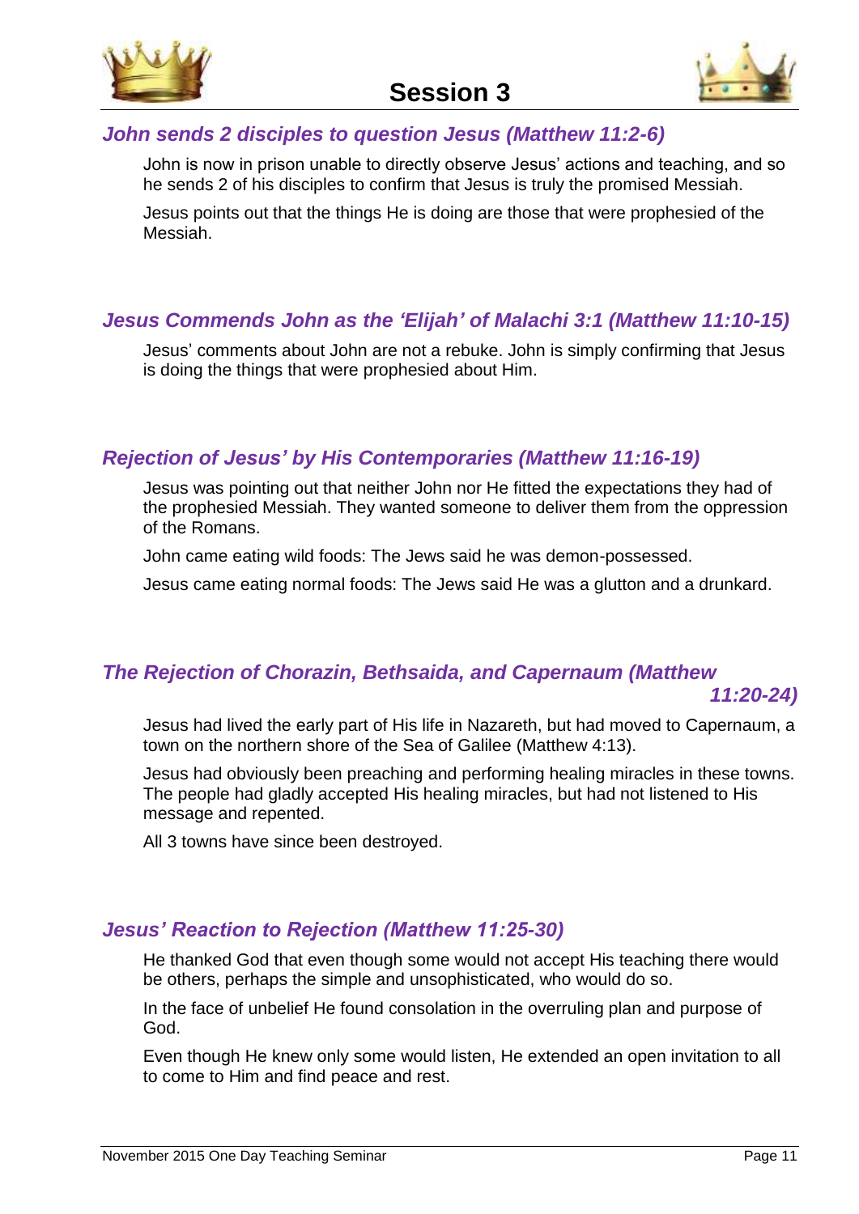# Session 3

## *John sends 2 disciples to question Jesus (Matthew 11:2-6)*

John is now in prison unable to directly observe Jesus' actions and teaching, and so he sends 2 of his disciples to confirm that Jesus is truly the promised Messiah.

Jesus points out that the things He is doing are those that were prophesied of the Messiah.

## *Jesus Commends John as the 'Elijah' of Malachi 3:1 (Matthew 11:10-15)*

Jesus' comments about John are not a rebuke. John is simply confirming that Jesus is doing the things that were prophesied about Him.

## *Rejection of Jesus' by His Contemporaries (Matthew 11:16-19)*

Jesus was pointing out that neither John nor He fitted the expectations they had of the prophesied Messiah. They wanted someone to deliver them from the oppression of the Romans.

John came eating wild foods: The Jews said he was demon-possessed.

Jesus came eating normal foods: The Jews said He was a glutton and a drunkard.

## *The Rejection of Chorazin, Bethsaida, and Capernaum (Matthew 11:20-24)*

Jesus had lived the early part of His life in Nazareth, but had moved to Capernaum, a town on the northern shore of the Sea of Galilee (Matthew 4:13).

Jesus had obviously been preaching and performing healing miracles in these towns. The people had gladly accepted His healing miracles, but had not listened to His message and repented.

All 3 towns have since been destroyed.

## *Jesus' Reaction to Rejection (Matthew 11:25-30)*

He thanked God that even though some would not accept His teaching there would be others, perhaps the simple and unsophisticated, who would do so.

In the face of unbelief He found consolation in the overruling plan and purpose of God.

Even though He knew only some would listen, He extended an open invitation to all to come to Him and find peace and rest.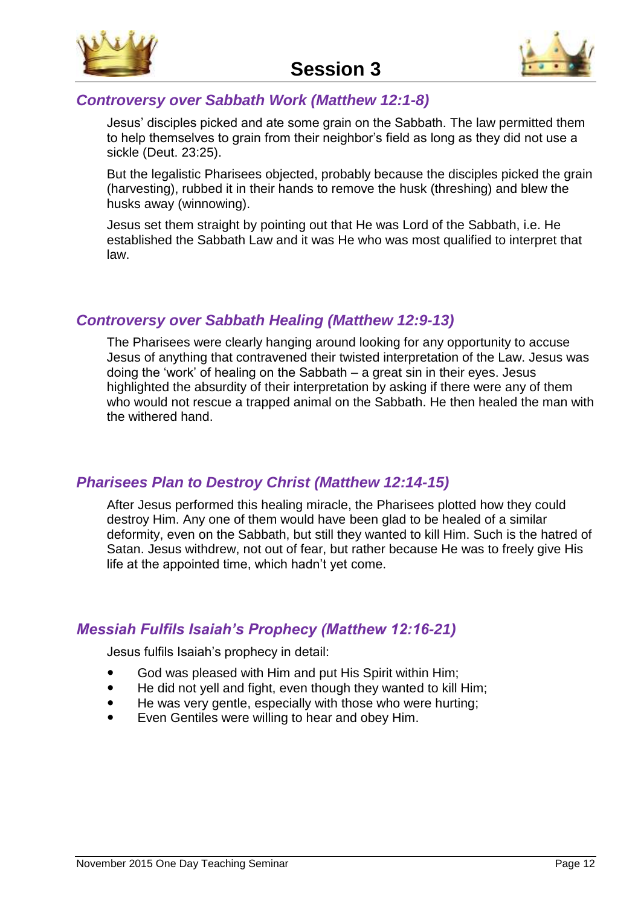# Session 3

### *Controversy over Sabbath Work (Matthew 12:1-8)*

Jesus' disciples picked and ate some grain on the Sabbath. The law permitted them to help themselves to grain from their neighbor's field as long as they did not use a sickle (Deut. 23:25).

But the legalistic Pharisees objected, probably because the disciples picked the grain (harvesting), rubbed it in their hands to remove the husk (threshing) and blew the husks away (winnowing).

Jesus set them straight by pointing out that He was Lord of the Sabbath, i.e. He established the Sabbath Law and it was He who was most qualified to interpret that law.

### *Controversy over Sabbath Healing (Matthew 12:9-13)*

The Pharisees were clearly hanging around looking for any opportunity to accuse Jesus of anything that contravened their twisted interpretation of the Law. Jesus was doing the 'work' of healing on the Sabbath – a great sin in their eyes. Jesus highlighted the absurdity of their interpretation by asking if there were any of them who would not rescue a trapped animal on the Sabbath. He then healed the man with the withered hand.

### *Pharisees Plan to Destroy Christ (Matthew 12:14-15)*

After Jesus performed this healing miracle, the Pharisees plotted how they could destroy Him. Any one of them would have been glad to be healed of a similar deformity, even on the Sabbath, but still they wanted to kill Him. Such is the hatred of Satan. Jesus withdrew, not out of fear, but rather because He was to freely give His life at the appointed time, which hadn't yet come.

### *Messiah Fulfils Isaiah's Prophecy (Matthew 12:16-21)*

Jesus fulfils Isaiah's prophecy in detail:

- God was pleased with Him and put His Spirit within Him;
- He did not yell and fight, even though they wanted to kill Him;
- He was very gentle, especially with those who were hurting;
- Even Gentiles were willing to hear and obey Him.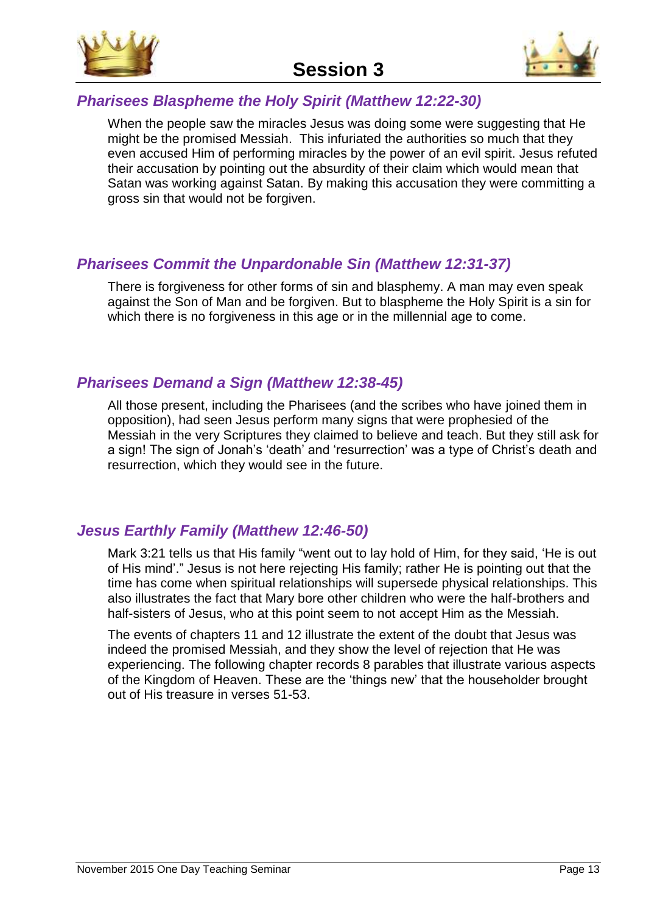# Session 3

## *Pharisees Blaspheme the Holy Spirit (Matthew 12:22-30)*

When the people saw the miracles Jesus was doing some were suggesting that He might be the promised Messiah. This infuriated the authorities so much that they even accused Him of performing miracles by the power of an evil spirit. Jesus refuted their accusation by pointing out the absurdity of their claim which would mean that Satan was working against Satan. By making this accusation they were committing a gross sin that would not be forgiven.

## *Pharisees Commit the Unpardonable Sin (Matthew 12:31-37)*

There is forgiveness for other forms of sin and blasphemy. A man may even speak against the Son of Man and be forgiven. But to blaspheme the Holy Spirit is a sin for which there is no forgiveness in this age or in the millennial age to come.

## *Pharisees Demand a Sign (Matthew 12:38-45)*

All those present, including the Pharisees (and the scribes who have joined them in opposition), had seen Jesus perform many signs that were prophesied of the Messiah in the very Scriptures they claimed to believe and teach. But they still ask for a sign! The sign of Jonah's 'death' and 'resurrection' was a type of Christ's death and resurrection, which they would see in the future.

## *Jesus Earthly Family (Matthew 12:46-50)*

Mark 3:21 tells us that His family "went out to lay hold of Him, for they said, 'He is out of His mind'." Jesus is not here rejecting His family; rather He is pointing out that the time has come when spiritual relationships will supersede physical relationships. This also illustrates the fact that Mary bore other children who were the half-brothers and half-sisters of Jesus, who at this point seem to not accept Him as the Messiah.

The events of chapters 11 and 12 illustrate the extent of the doubt that Jesus was indeed the promised Messiah, and they show the level of rejection that He was experiencing. The following chapter records 8 parables that illustrate various aspects of the Kingdom of Heaven. These are the 'things new' that the householder brought out of His treasure in verses 51-53.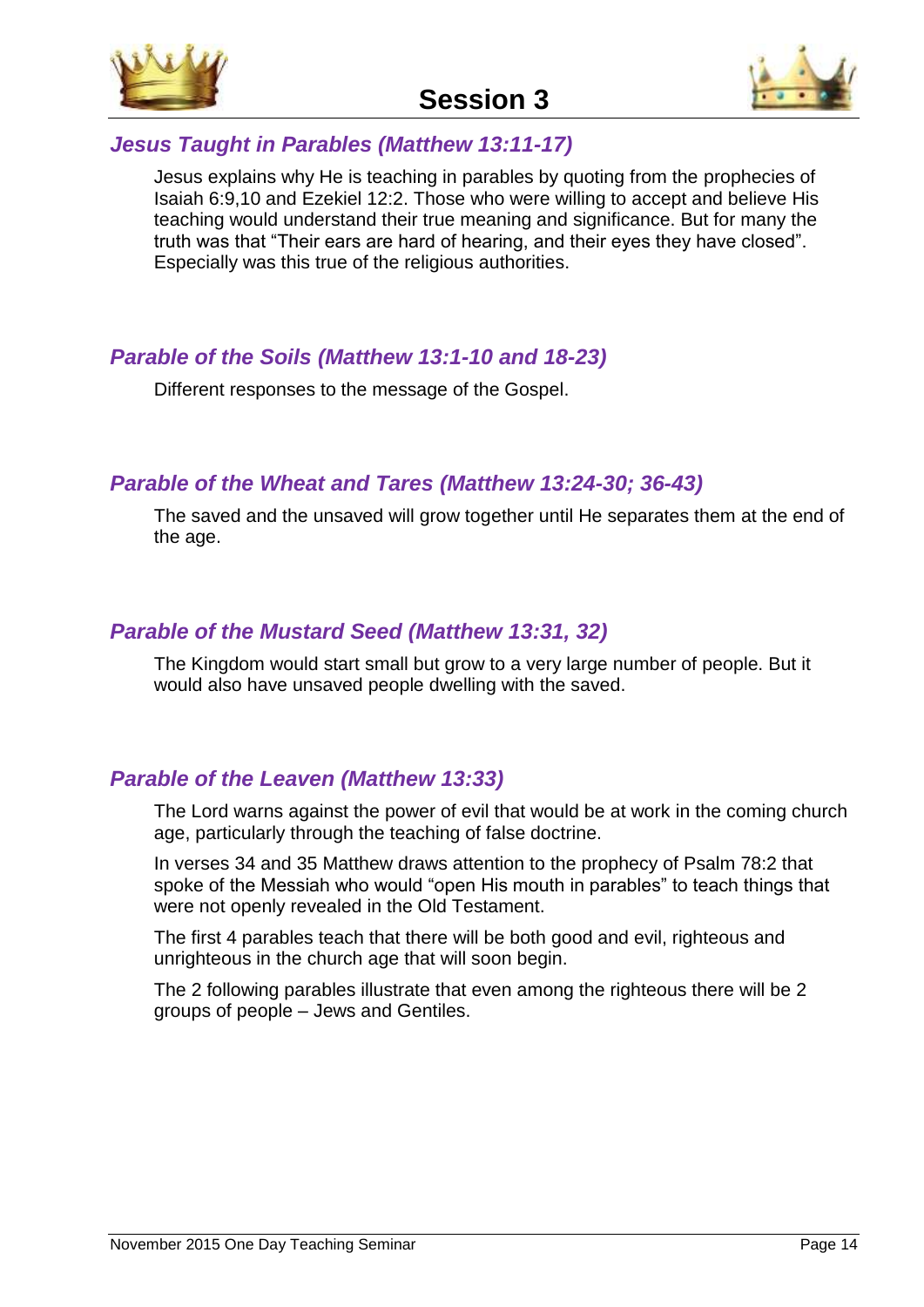# Session 3

## *Jesus Taught in Parables (Matthew 13:11-17)*

Jesus explains why He is teaching in parables by quoting from the prophecies of Isaiah 6:9,10 and Ezekiel 12:2. Those who were willing to accept and believe His teaching would understand their true meaning and significance. But for many the truth was that "Their ears are hard of hearing, and their eyes they have closed". Especially was this true of the religious authorities.

## *Parable of the Soils (Matthew 13:1-10 and 18-23)*

Different responses to the message of the Gospel.

## *Parable of the Wheat and Tares (Matthew 13:24-30; 36-43)*

The saved and the unsaved will grow together until He separates them at the end of the age.

## *Parable of the Mustard Seed (Matthew 13:31, 32)*

The Kingdom would start small but grow to a very large number of people. But it would also have unsaved people dwelling with the saved.

## *Parable of the Leaven (Matthew 13:33)*

The Lord warns against the power of evil that would be at work in the coming church age, particularly through the teaching of false doctrine.

In verses 34 and 35 Matthew draws attention to the prophecy of Psalm 78:2 that spoke of the Messiah who would "open His mouth in parables" to teach things that were not openly revealed in the Old Testament.

The first 4 parables teach that there will be both good and evil, righteous and unrighteous in the church age that will soon begin.

The 2 following parables illustrate that even among the righteous there will be 2 groups of people – Jews and Gentiles.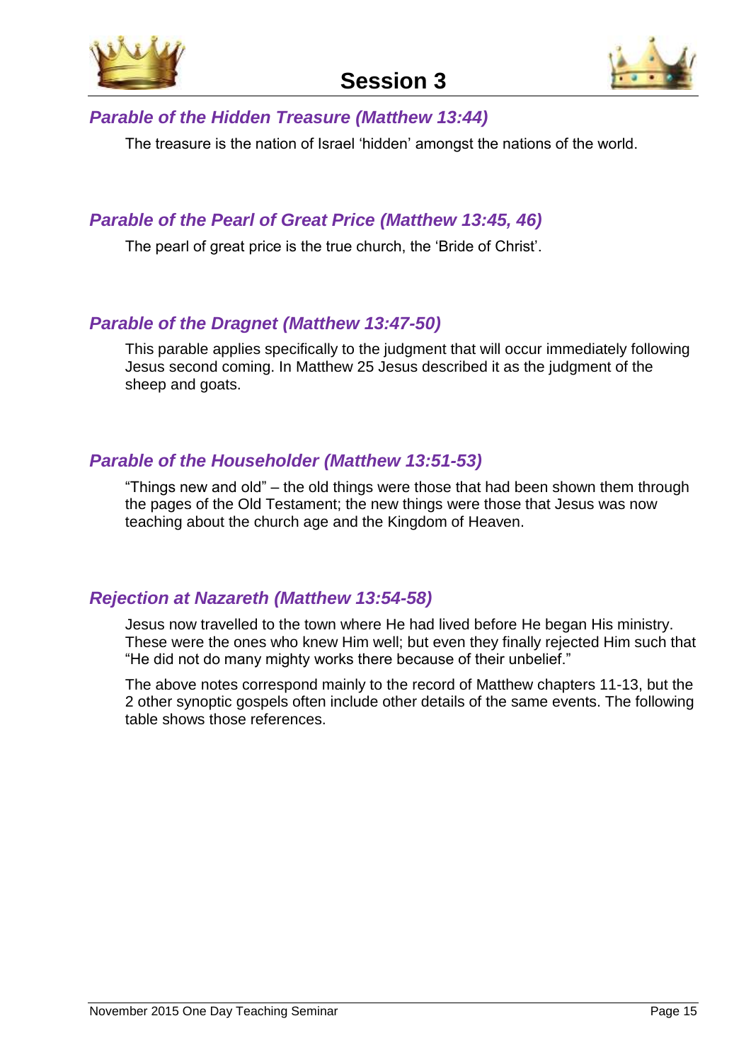## *Parable of the Hidden Treasure (Matthew 13:44)*

The treasure is the nation of Israel 'hidden' amongst the nations of the world.

## *Parable of the Pearl of Great Price (Matthew 13:45, 46)*

The pearl of great price is the true church, the 'Bride of Christ'.

## *Parable of the Dragnet (Matthew 13:47-50)*

This parable applies specifically to the judgment that will occur immediately following Jesus second coming. In Matthew 25 Jesus described it as the judgment of the sheep and goats.

## *Parable of the Householder (Matthew 13:51-53)*

"Things new and old" – the old things were those that had been shown them through the pages of the Old Testament; the new things were those that Jesus was now teaching about the church age and the Kingdom of Heaven.

## *Rejection at Nazareth (Matthew 13:54-58)*

Jesus now travelled to the town where He had lived before He began His ministry. These were the ones who knew Him well; but even they finally rejected Him such that "He did not do many mighty works there because of their unbelief."

The above notes correspond mainly to the record of Matthew chapters 11-13, but the 2 other synoptic gospels often include other details of the same events. The following table shows those references.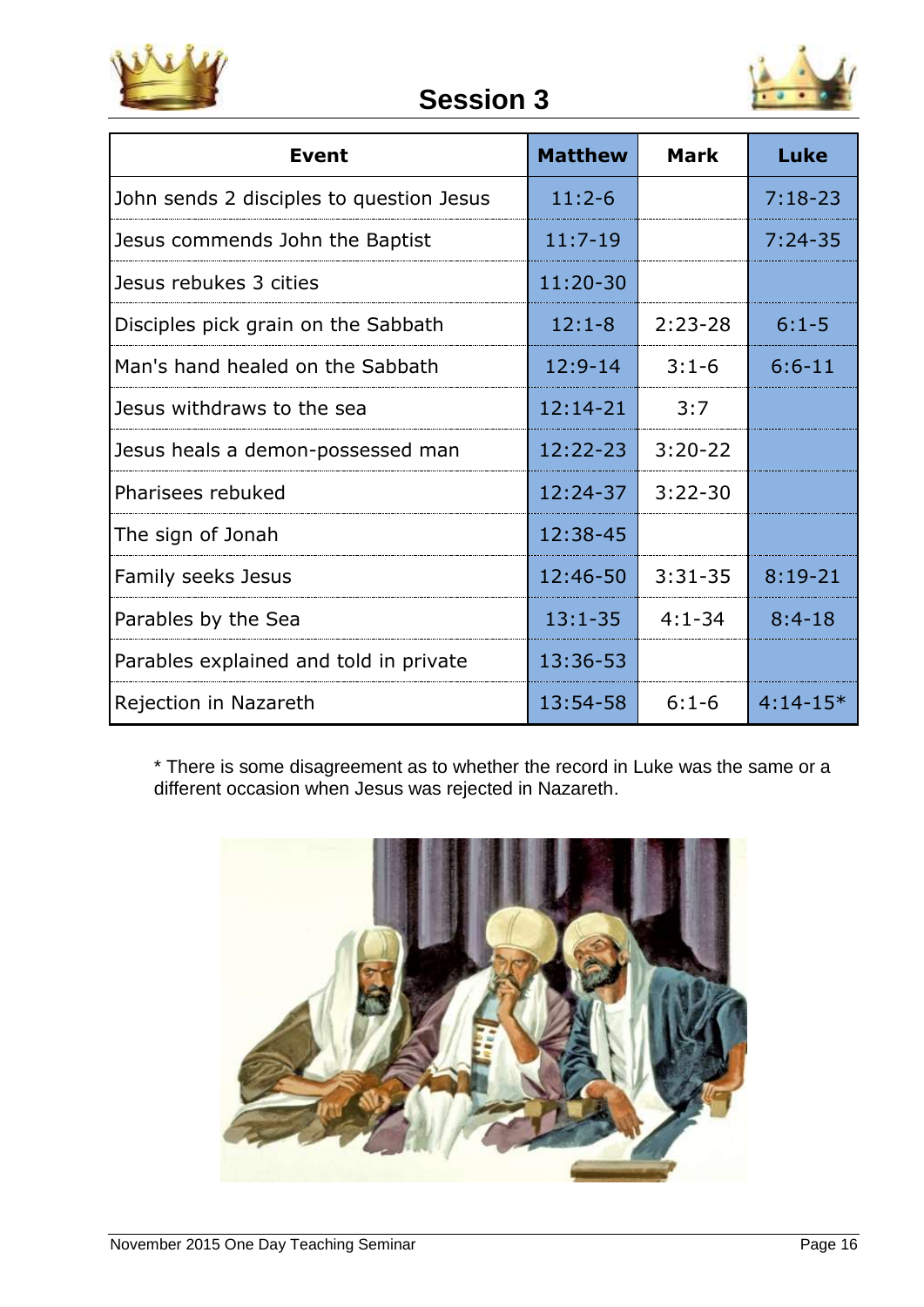# Session 3

| Event | Matthew | Mark | Luke |
|---|---|---|---|
| John sends 2 disciples to question Jesus | 11:2-6 | | 7:18-23 |
| Jesus commends John the Baptist | 11:7-19 | | 7:24-35 |
| Jesus rebukes 3 cities | 11:20-30 | | |
| Disciples pick grain on the Sabbath | 12:1-8 | 2:23-28 | 6:1-5 |
| Man's hand healed on the Sabbath | 12:9-14 | 3:1-6 | 6:6-11 |
| Jesus withdraws to the sea | 12:14-21 | 3:7 | |
| Jesus heals a demon-possessed man | 12:22-23 | 3:20-22 | |
| Pharisees rebuked | 12:24-37 | 3:22-30 | |
| The sign of Jonah | 12:38-45 | | |
| Family seeks Jesus | 12:46-50 | 3:31-35 | 8:19-21 |
| Parables by the Sea | 13:1-35 | 4:1-34 | 8:4-18 |
| Parables explained and told in private | 13:36-53 | | |
| Rejection in Nazareth | 13:54-58 | 6:1-6 | 4:14-15* |

* There is some disagreement as to whether the record in Luke was the same or a different occasion when Jesus was rejected in Nazareth.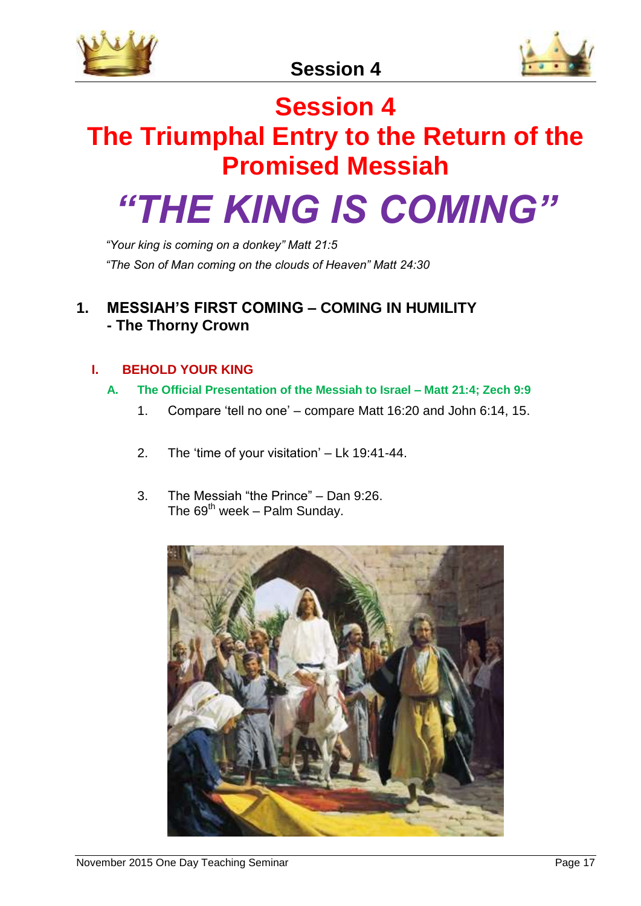# Session 4

# The Triumphal Entry to the Return of the Promised Messiah

# *"THE KING IS COMING"*

*"Your king is coming on a donkey" Matt 21:5*

*"The Son of Man coming on the clouds of Heaven" Matt 24:30*

## 1. MESSIAH'S FIRST COMING – COMING IN HUMILITY - The Thorny Crown

### I. BEHOLD YOUR KING

#### A. The Official Presentation of the Messiah to Israel – Matt 21:4; Zech 9:9

1. Compare 'tell no one' – compare Matt 16:20 and John 6:14, 15.

2. The 'time of your visitation' – Lk 19:41-44.

3. The Messiah "the Prince" – Dan 9:26.
   The 69th week – Palm Sunday.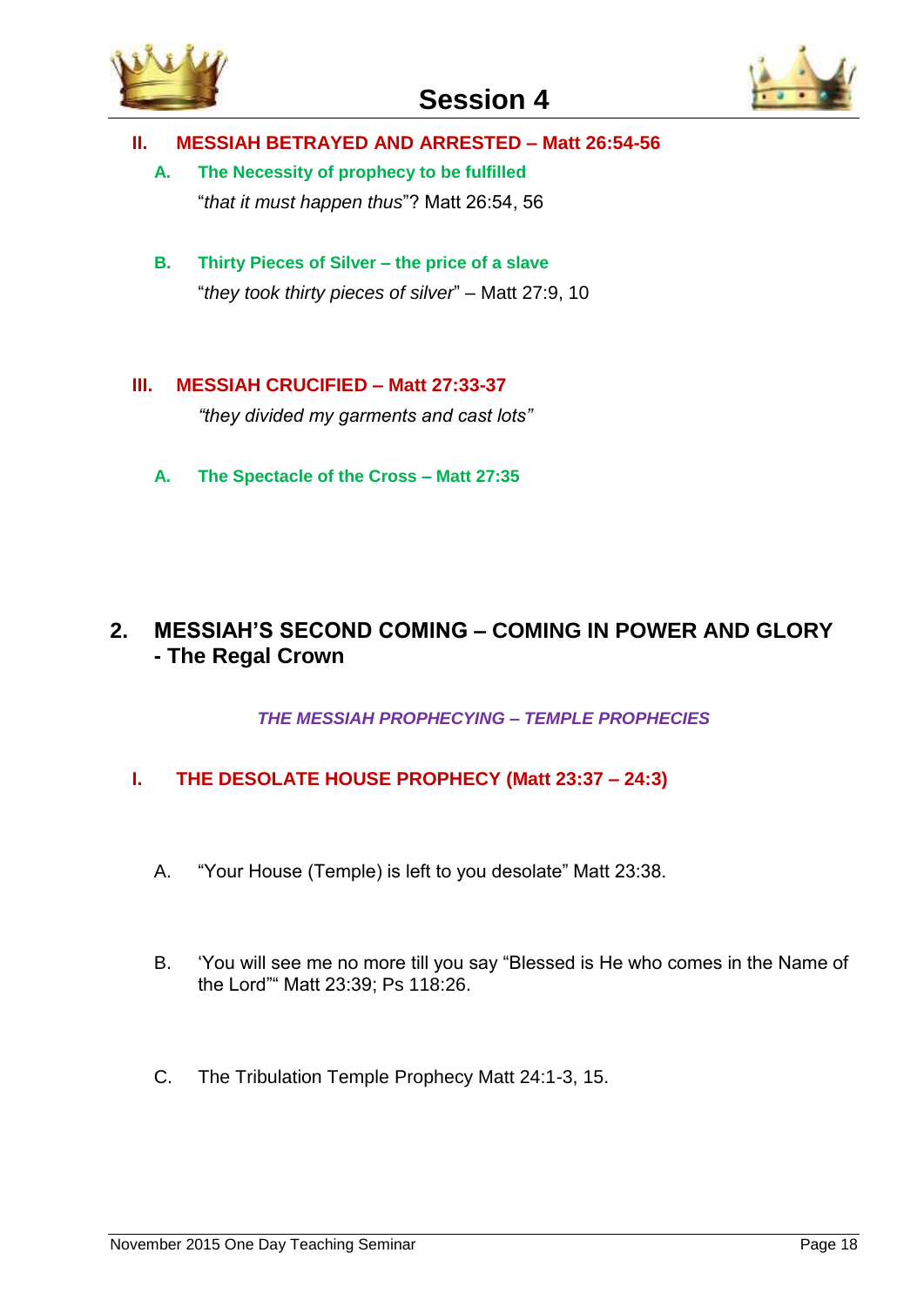# Session 4

### II. MESSIAH BETRAYED AND ARRESTED – Matt 26:54-56

**A. The Necessity of prophecy to be fulfilled**

"*that it must happen thus*"? Matt 26:54, 56

**B. Thirty Pieces of Silver – the price of a slave**

"*they took thirty pieces of silver*" – Matt 27:9, 10

### III. MESSIAH CRUCIFIED – Matt 27:33-37

*"they divided my garments and cast lots"*

**A. The Spectacle of the Cross – Matt 27:35**

## 2. MESSIAH'S SECOND COMING – COMING IN POWER AND GLORY - The Regal Crown

***THE MESSIAH PROPHECYING – TEMPLE PROPHECIES***

### I. THE DESOLATE HOUSE PROPHECY (Matt 23:37 – 24:3)

A. "Your House (Temple) is left to you desolate" Matt 23:38.

B. 'You will see me no more till you say "Blessed is He who comes in the Name of the Lord"" Matt 23:39; Ps 118:26.

C. The Tribulation Temple Prophecy Matt 24:1-3, 15.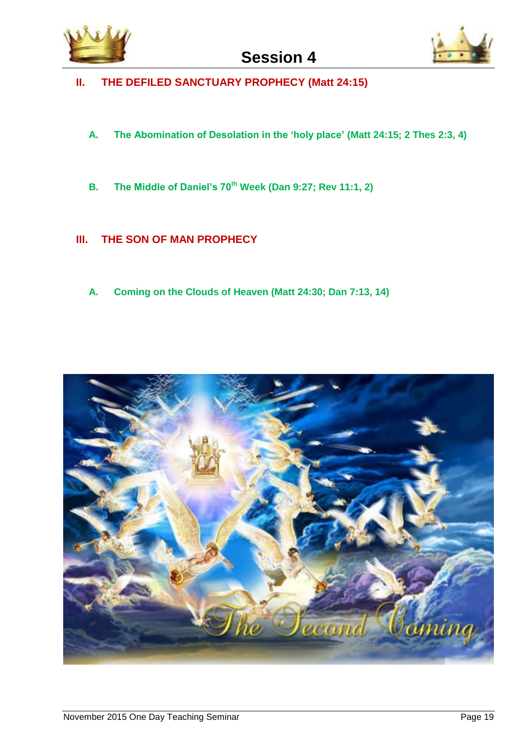# Session 4

## II. THE DEFILED SANCTUARY PROPHECY (Matt 24:15)

### A. The Abomination of Desolation in the 'holy place' (Matt 24:15; 2 Thes 2:3, 4)

### B. The Middle of Daniel's 70th Week (Dan 9:27; Rev 11:1, 2)

## III. THE SON OF MAN PROPHECY

### A. Coming on the Clouds of Heaven (Matt 24:30; Dan 7:13, 14)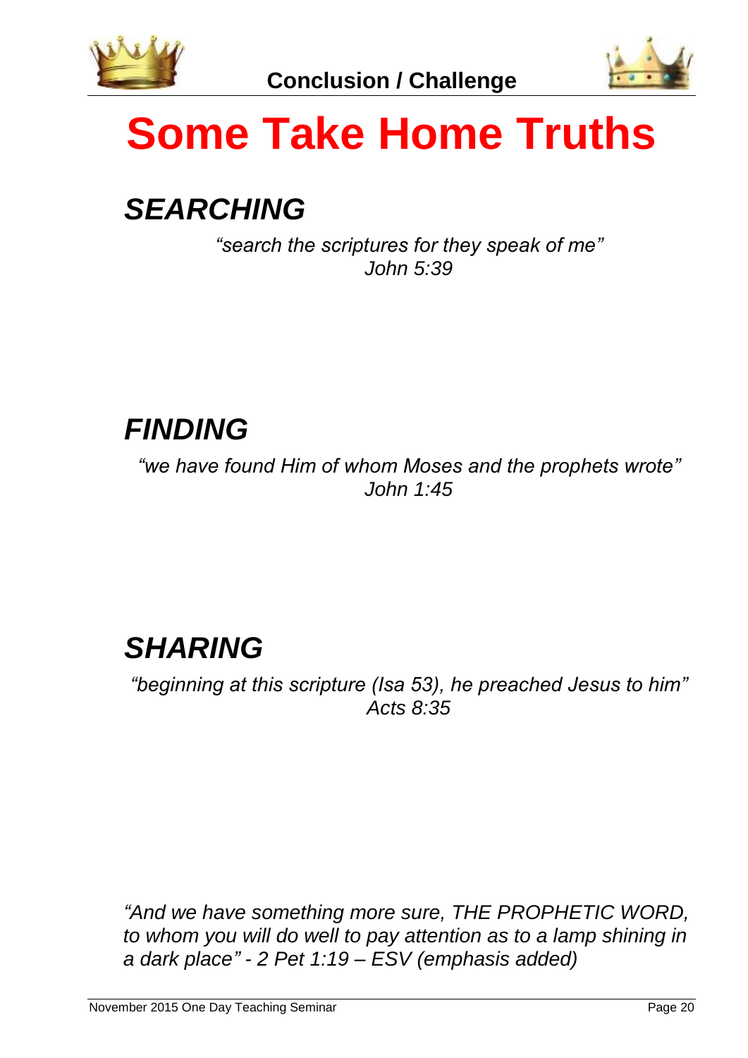**Conclusion / Challenge**

# Some Take Home Truths

## *SEARCHING*

*"search the scriptures for they speak of me"*
*John 5:39*

## *FINDING*

*"we have found Him of whom Moses and the prophets wrote"*
*John 1:45*

## *SHARING*

*"beginning at this scripture (Isa 53), he preached Jesus to him"*
*Acts 8:35*

*"And we have something more sure, THE PROPHETIC WORD, to whom you will do well to pay attention as to a lamp shining in a dark place" - 2 Pet 1:19 – ESV (emphasis added)*